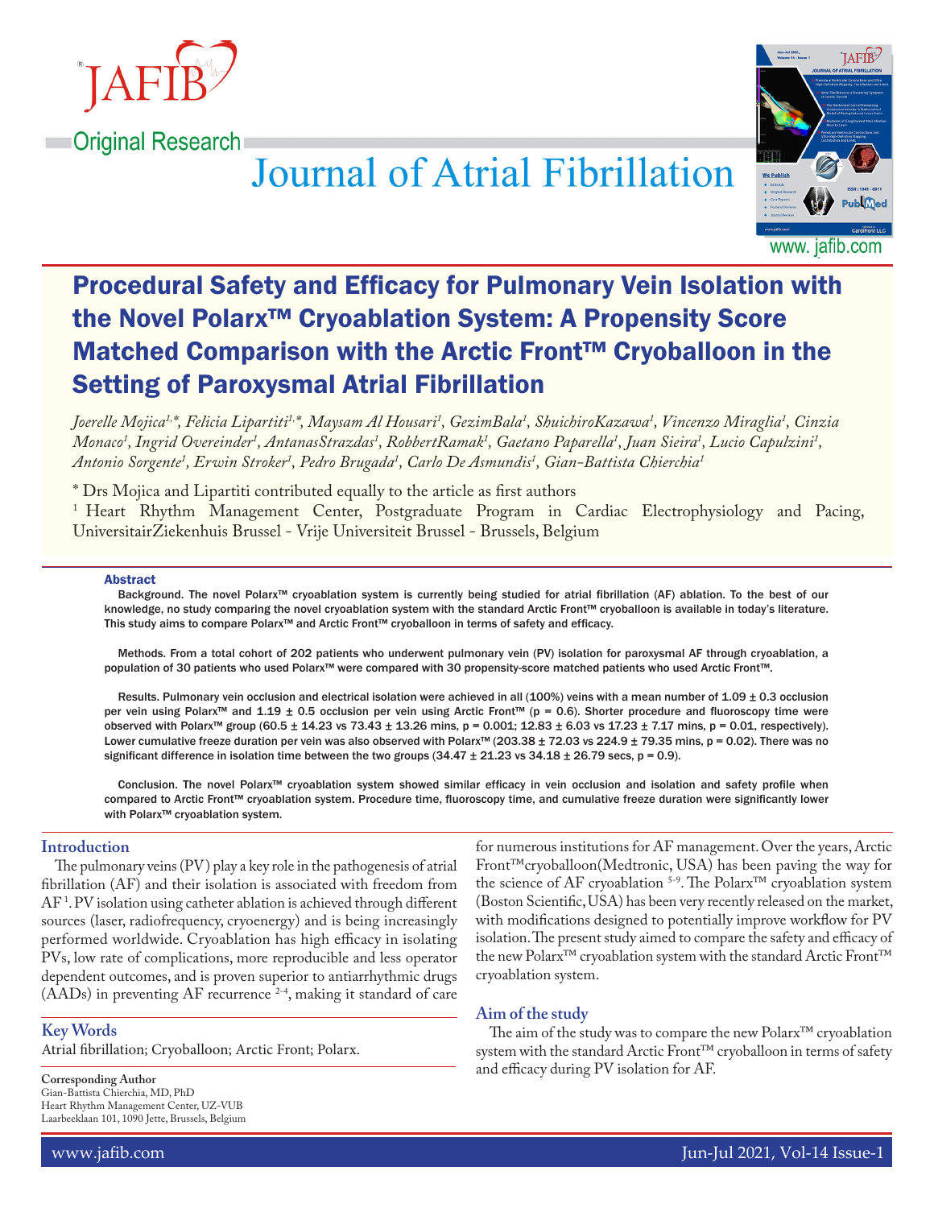Original Research

# Procedural Safety and Efficacy for Pulmonary Vein Isolation with the Novel Polarx™ Cryoablation System: A Propensity Score Matched Comparison with the Arctic Front™ Cryoballoon in the Setting of Paroxysmal Atrial Fibrillation

*Joerelle Mojica[1,*], Felicia Lipartiti[1,*], Maysam Al Housari[1], GezimBala[1], ShuichiroKazawa[1], Vincenzo Miraglia[1], Cinzia Monaco[1], Ingrid Overeinder[1], AntanasStrazdas[1], RobbertRamak[1], Gaetano Paparella[1], Juan Sieira[1], Lucio Capulzini[1], Antonio Sorgente[1], Erwin Stroker[1], Pedro Brugada[1], Carlo De Asmundis[1], Gian-Battista Chierchia[1]*

* Drs Mojica and Lipartiti contributed equally to the article as first authors

[1] Heart Rhythm Management Center, Postgraduate Program in Cardiac Electrophysiology and Pacing, UniversitairZiekenhuis Brussel - Vrije Universiteit Brussel - Brussels, Belgium

## Abstract

Background. The novel Polarx™ cryoablation system is currently being studied for atrial fibrillation (AF) ablation. To the best of our knowledge, no study comparing the novel cryoablation system with the standard Arctic Front™ cryoballoon is available in today's literature. This study aims to compare Polarx™ and Arctic Front™ cryoballoon in terms of safety and efficacy.

Methods. From a total cohort of 202 patients who underwent pulmonary vein (PV) isolation for paroxysmal AF through cryoablation, a population of 30 patients who used Polarx™ were compared with 30 propensity-score matched patients who used Arctic Front™.

Results. Pulmonary vein occlusion and electrical isolation were achieved in all (100%) veins with a mean number of 1.09 ± 0.3 occlusion per vein using Polarx™ and 1.19 ± 0.5 occlusion per vein using Arctic Front™ (p = 0.6). Shorter procedure and fluoroscopy time were observed with Polarx™ group (60.5 ± 14.23 vs 73.43 ± 13.26 mins, p = 0.001; 12.83 ± 6.03 vs 17.23 ± 7.17 mins, p = 0.01, respectively). Lower cumulative freeze duration per vein was also observed with Polarx™ (203.38 ± 72.03 vs 224.9 ± 79.35 mins, p = 0.02). There was no significant difference in isolation time between the two groups (34.47 ± 21.23 vs 34.18 ± 26.79 secs, p = 0.9).

Conclusion. The novel Polarx™ cryoablation system showed similar efficacy in vein occlusion and isolation and safety profile when compared to Arctic Front™ cryoablation system. Procedure time, fluoroscopy time, and cumulative freeze duration were significantly lower with Polarx™ cryoablation system.

## Introduction

The pulmonary veins (PV) play a key role in the pathogenesis of atrial fibrillation (AF) and their isolation is associated with freedom from AF [1]. PV isolation using catheter ablation is achieved through different sources (laser, radiofrequency, cryoenergy) and is being increasingly performed worldwide. Cryoablation has high efficacy in isolating PVs, low rate of complications, more reproducible and less operator dependent outcomes, and is proven superior to antiarrhythmic drugs (AADs) in preventing AF recurrence [2-4], making it standard of care for numerous institutions for AF management. Over the years, Arctic Front™cryoballoon(Medtronic, USA) has been paving the way for the science of AF cryoablation [5-9]. The Polarx™ cryoablation system (Boston Scientific, USA) has been very recently released on the market, with modifications designed to potentially improve workflow for PV isolation. The present study aimed to compare the safety and efficacy of the new Polarx™ cryoablation system with the standard Arctic Front™ cryoablation system.

## Key Words

Atrial fibrillation; Cryoballoon; Arctic Front; Polarx.

**Corresponding Author**
Gian-Battista Chierchia, MD, PhD
Heart Rhythm Management Center, UZ-VUB
Laarbeeklaan 101, 1090 Jette, Brussels, Belgium

## Aim of the study

The aim of the study was to compare the new Polarx™ cryoablation system with the standard Arctic Front™ cryoballoon in terms of safety and efficacy during PV isolation for AF.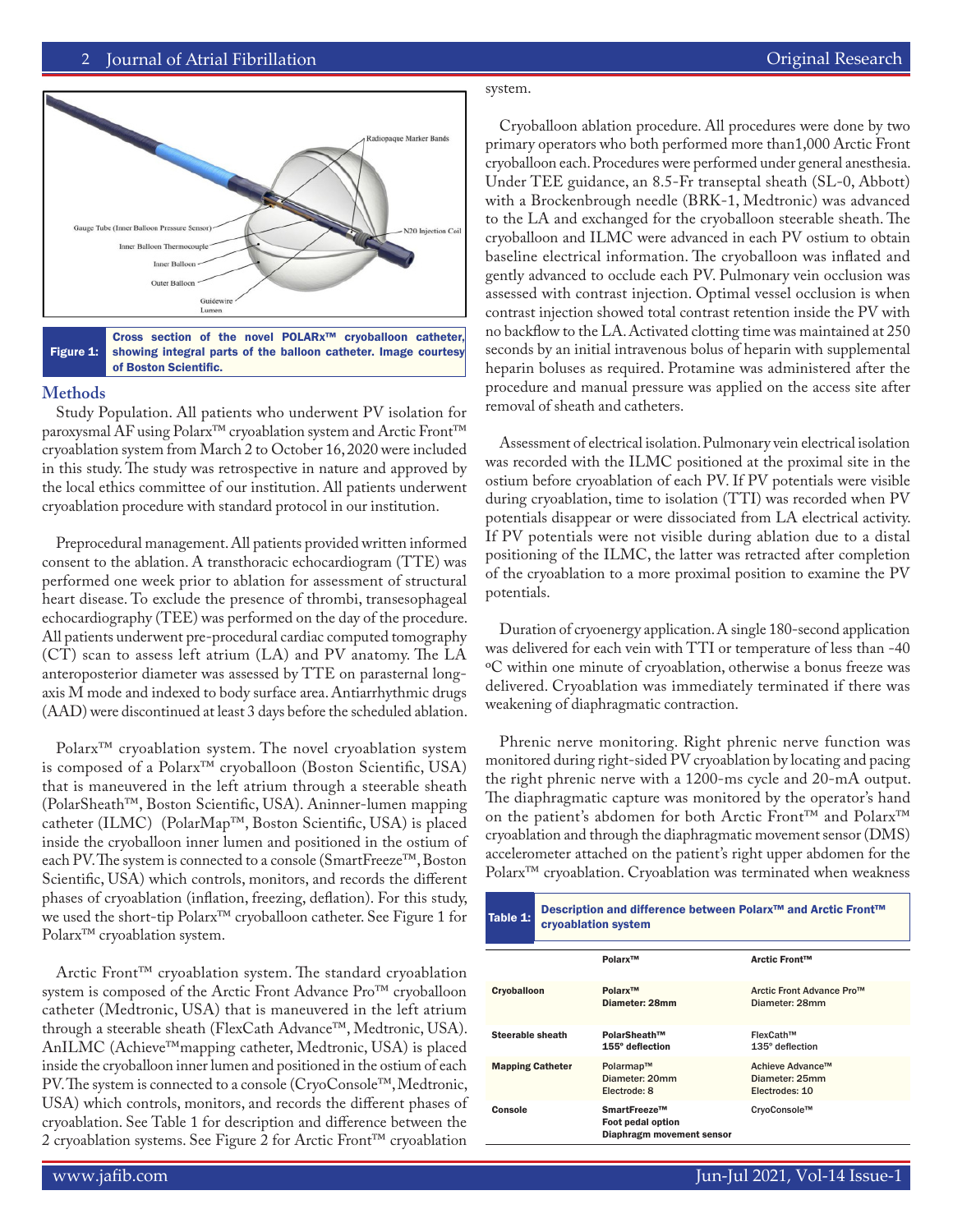Figure 1: Cross section of the novel POLARx™ cryoballoon catheter, showing integral parts of the balloon catheter. Image courtesy of Boston Scientific.

## Methods

Study Population. All patients who underwent PV isolation for paroxysmal AF using Polarx™ cryoablation system and Arctic Front™ cryoablation system from March 2 to October 16, 2020 were included in this study. The study was retrospective in nature and approved by the local ethics committee of our institution. All patients underwent cryoablation procedure with standard protocol in our institution.

Preprocedural management. All patients provided written informed consent to the ablation. A transthoracic echocardiogram (TTE) was performed one week prior to ablation for assessment of structural heart disease. To exclude the presence of thrombi, transesophageal echocardiography (TEE) was performed on the day of the procedure. All patients underwent pre-procedural cardiac computed tomography (CT) scan to assess left atrium (LA) and PV anatomy. The LA anteroposterior diameter was assessed by TTE on parasternal long-axis M mode and indexed to body surface area. Antiarrhythmic drugs (AAD) were discontinued at least 3 days before the scheduled ablation.

Polarx™ cryoablation system. The novel cryoablation system is composed of a Polarx™ cryoballoon (Boston Scientific, USA) that is maneuvered in the left atrium through a steerable sheath (PolarSheath™, Boston Scientific, USA). Aninner-lumen mapping catheter (ILMC) (PolarMap™, Boston Scientific, USA) is placed inside the cryoballoon inner lumen and positioned in the ostium of each PV. The system is connected to a console (SmartFreeze™, Boston Scientific, USA) which controls, monitors, and records the different phases of cryoablation (inflation, freezing, deflation). For this study, we used the short-tip Polarx™ cryoballoon catheter. See Figure 1 for Polarx™ cryoablation system.

Arctic Front™ cryoablation system. The standard cryoablation system is composed of the Arctic Front Advance Pro™ cryoballoon catheter (Medtronic, USA) that is maneuvered in the left atrium through a steerable sheath (FlexCath Advance™, Medtronic, USA). AnILMC (Achieve™mapping catheter, Medtronic, USA) is placed inside the cryoballoon inner lumen and positioned in the ostium of each PV. The system is connected to a console (CryoConsole™, Medtronic, USA) which controls, monitors, and records the different phases of cryoablation. See Table 1 for description and difference between the 2 cryoablation systems. See Figure 2 for Arctic Front™ cryoablation system.

Cryoballoon ablation procedure. All procedures were done by two primary operators who both performed more than1,000 Arctic Front cryoballoon each. Procedures were performed under general anesthesia. Under TEE guidance, an 8.5-Fr transeptal sheath (SL-0, Abbott) with a Brockenbrough needle (BRK-1, Medtronic) was advanced to the LA and exchanged for the cryoballoon steerable sheath. The cryoballoon and ILMC were advanced in each PV ostium to obtain baseline electrical information. The cryoballoon was inflated and gently advanced to occlude each PV. Pulmonary vein occlusion was assessed with contrast injection. Optimal vessel occlusion is when contrast injection showed total contrast retention inside the PV with no backflow to the LA. Activated clotting time was maintained at 250 seconds by an initial intravenous bolus of heparin with supplemental heparin boluses as required. Protamine was administered after the procedure and manual pressure was applied on the access site after removal of sheath and catheters.

Assessment of electrical isolation. Pulmonary vein electrical isolation was recorded with the ILMC positioned at the proximal site in the ostium before cryoablation of each PV. If PV potentials were visible during cryoablation, time to isolation (TTI) was recorded when PV potentials disappear or were dissociated from LA electrical activity. If PV potentials were not visible during ablation due to a distal positioning of the ILMC, the latter was retracted after completion of the cryoablation to a more proximal position to examine the PV potentials.

Duration of cryoenergy application. A single 180-second application was delivered for each vein with TTI or temperature of less than -40 ºC within one minute of cryoablation, otherwise a bonus freeze was delivered. Cryoablation was immediately terminated if there was weakening of diaphragmatic contraction.

Phrenic nerve monitoring. Right phrenic nerve function was monitored during right-sided PV cryoablation by locating and pacing the right phrenic nerve with a 1200-ms cycle and 20-mA output. The diaphragmatic capture was monitored by the operator's hand on the patient's abdomen for both Arctic Front™ and Polarx™ cryoablation and through the diaphragmatic movement sensor (DMS) accelerometer attached on the patient's right upper abdomen for the Polarx™ cryoablation. Cryoablation was terminated when weakness

Table 1: Description and difference between Polarx™ and Arctic Front™ cryoablation system

| | Polarx™ | Arctic Front™ |
|---|---|---|
| Cryoballoon | Polarx™<br>Diameter: 28mm | Arctic Front Advance Pro™<br>Diameter: 28mm |
| Steerable sheath | PolarSheath™<br>155º deflection | FlexCath™<br>135º deflection |
| Mapping Catheter | Polarmap™<br>Diameter: 20mm<br>Electrode: 8 | Achieve Advance™<br>Diameter: 25mm<br>Electrodes: 10 |
| Console | SmartFreeze™<br>Foot pedal option<br>Diaphragm movement sensor | CryoConsole™ |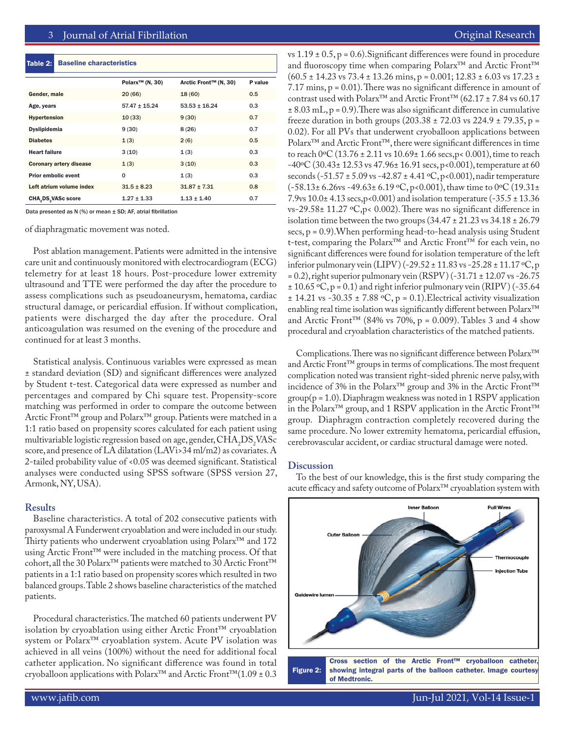**Table 2: Baseline characteristics**

| | Polarx™ (N, 30) | Arctic Front™ (N, 30) | P value |
|---|---|---|---|
| Gender, male | 20 (66) | 18 (60) | 0.5 |
| Age, years | 57.47 ± 15.24 | 53.53 ± 16.24 | 0.3 |
| Hypertension | 10 (33) | 9 (30) | 0.7 |
| Dyslipidemia | 9 (30) | 8 (26) | 0.7 |
| Diabetes | 1 (3) | 2 (6) | 0.5 |
| Heart failure | 3 (10) | 1 (3) | 0.3 |
| Coronary artery disease | 1 (3) | 3 (10) | 0.3 |
| Prior embolic event | 0 | 1 (3) | 0.3 |
| Left atrium volume index | 31.5 ± 8.23 | 31.87 ± 7.31 | 0.8 |
| $CHA_2DS_2VASc$ score | 1.27 ± 1.33 | 1.13 ± 1.40 | 0.7 |

Data presented as N (%) or mean ± SD; AF, atrial fibrillation

of diaphragmatic movement was noted.

Post ablation management. Patients were admitted in the intensive care unit and continuously monitored with electrocardiogram (ECG) telemetry for at least 18 hours. Post-procedure lower extremity ultrasound and TTE were performed the day after the procedure to assess complications such as pseudoaneurysm, hematoma, cardiac structural damage, or pericardial effusion. If without complication, patients were discharged the day after the procedure. Oral anticoagulation was resumed on the evening of the procedure and continued for at least 3 months.

Statistical analysis. Continuous variables were expressed as mean ± standard deviation (SD) and significant differences were analyzed by Student t-test. Categorical data were expressed as number and percentages and compared by Chi square test. Propensity-score matching was performed in order to compare the outcome between Arctic Front™ group and Polarx™ group. Patients were matched in a 1:1 ratio based on propensity scores calculated for each patient using multivariable logistic regression based on age, gender, $CHA_2DS_2VASc$ score, and presence of LA dilatation (LAVi>34 ml/m2) as covariates. A 2-tailed probability value of <0.05 was deemed significant. Statistical analyses were conducted using SPSS software (SPSS version 27, Armonk, NY, USA).

## Results

Baseline characteristics. A total of 202 consecutive patients with paroxysmal A Funderwent cryoablation and were included in our study. Thirty patients who underwent cryoablation using Polarx™ and 172 using Arctic Front™ were included in the matching process. Of that cohort, all the 30 Polarx™ patients were matched to 30 Arctic Front™ patients in a 1:1 ratio based on propensity scores which resulted in two balanced groups. Table 2 shows baseline characteristics of the matched patients.

Procedural characteristics. The matched 60 patients underwent PV isolation by cryoablation using either Arctic Front™ cryoablation system or Polarx™ cryoablation system. Acute PV isolation was achieved in all veins (100%) without the need for additional focal catheter application. No significant difference was found in total cryoballoon applications with Polarx™ and Arctic Front™(1.09 ± 0.3 vs 1.19 ± 0.5, p = 0.6). Significant differences were found in procedure and fluoroscopy time when comparing Polarx™ and Arctic Front™ (60.5 ± 14.23 vs 73.4 ± 13.26 mins, p = 0.001; 12.83 ± 6.03 vs 17.23 ± 7.17 mins, p = 0.01). There was no significant difference in amount of contrast used with Polarx™ and Arctic Front™ (62.17 ± 7.84 vs 60.17 ± 8.03 mL, p = 0.9). There was also significant difference in cumulative freeze duration in both groups (203.38 ± 72.03 vs 224.9 ± 79.35, p = 0.02). For all PVs that underwent cryoballoon applications between Polarx™ and Arctic Front™, there were significant differences in time to reach 0ºC (13.76 ± 2.11 vs 10.69± 1.66 secs, p< 0.001), time to reach -40ºC (30.43± 12.53 vs 47.96± 16.91 secs, p<0.001), temperature at 60 seconds (-51.57 ± 5.09 vs -42.87 ± 4.41 ºC, p<0.001), nadir temperature (-58.13± 6.26vs -49.63± 6.19 ºC, p<0.001), thaw time to 0ºC (19.31± 7.9vs 10.0± 4.13 secs, p<0.001) and isolation temperature (-35.5 ± 13.36 vs-29.58± 11.27 ºC, p< 0.002). There was no significant difference in isolation time between the two groups (34.47 ± 21.23 vs 34.18 ± 26.79 secs, p = 0.9). When performing head-to-head analysis using Student t-test, comparing the Polarx™ and Arctic Front™ for each vein, no significant differences were found for isolation temperature of the left inferior pulmonary vein (LIPV) (-29.52 ± 11.83 vs -25.28 ± 11.17 ºC, p = 0.2), right superior pulmonary vein (RSPV) (-31.71 ± 12.07 vs -26.75 ± 10.65 ºC, p = 0.1) and right inferior pulmonary vein (RIPV) (-35.64 ± 14.21 vs -30.35 ± 7.88 ºC, p = 0.1). Electrical activity visualization enabling real time isolation was significantly different between Polarx™ and Arctic Front™ (84% vs 70%, p = 0.009). Tables 3 and 4 show procedural and cryoablation characteristics of the matched patients.

Complications. There was no significant difference between Polarx™ and Arctic Front™ groups in terms of complications. The most frequent complication noted was transient right-sided phrenic nerve palsy, with incidence of 3% in the Polarx™ group and 3% in the Arctic Front™ group(p = 1.0). Diaphragm weakness was noted in 1 RSPV application in the Polarx™ group, and 1 RSPV application in the Arctic Front™ group. Diaphragm contraction completely recovered during the same procedure. No lower extremity hematoma, pericardial effusion, cerebrovascular accident, or cardiac structural damage were noted.

## Discussion

To the best of our knowledge, this is the first study comparing the acute efficacy and safety outcome of Polarx™ cryoablation system with

Figure 2: Cross section of the Arctic Front™ cryoballoon catheter, showing integral parts of the balloon catheter. Image courtesy of Medtronic.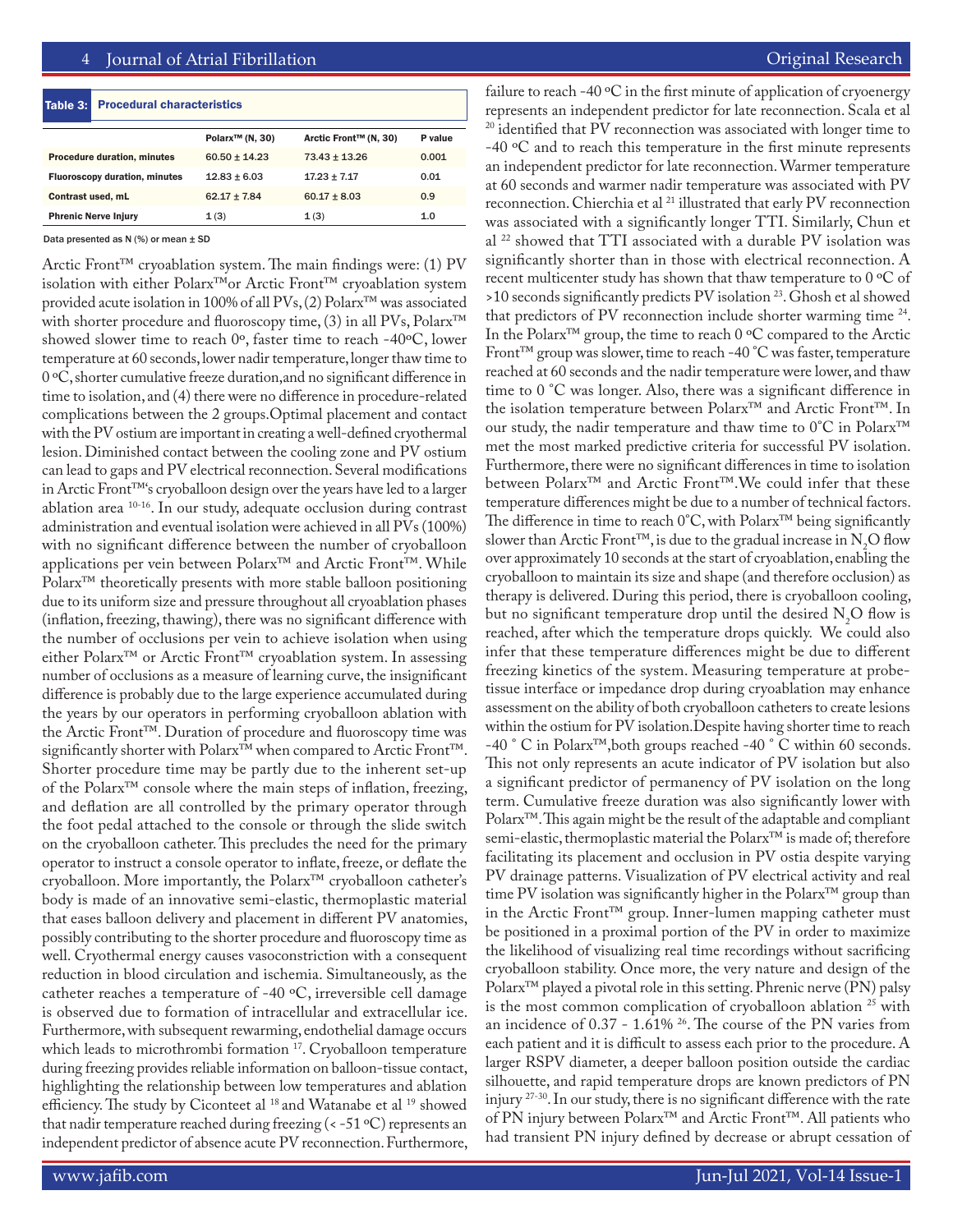**Table 3: Procedural characteristics**

| | Polarx™ (N, 30) | Arctic Front™ (N, 30) | P value |
|---|---|---|---|
| Procedure duration, minutes | 60.50 ± 14.23 | 73.43 ± 13.26 | 0.001 |
| Fluoroscopy duration, minutes | 12.83 ± 6.03 | 17.23 ± 7.17 | 0.01 |
| Contrast used, mL | 62.17 ± 7.84 | 60.17 ± 8.03 | 0.9 |
| Phrenic Nerve Injury | 1 (3) | 1 (3) | 1.0 |

Data presented as N (%) or mean ± SD

Arctic Front™ cryoablation system. The main findings were: (1) PV isolation with either Polarx™or Arctic Front™ cryoablation system provided acute isolation in 100% of all PVs, (2) Polarx™ was associated with shorter procedure and fluoroscopy time, (3) in all PVs, Polarx™ showed slower time to reach 0º, faster time to reach -40ºC, lower temperature at 60 seconds, lower nadir temperature, longer thaw time to 0 ºC, shorter cumulative freeze duration,and no significant difference in time to isolation, and (4) there were no difference in procedure-related complications between the 2 groups.Optimal placement and contact with the PV ostium are important in creating a well-defined cryothermal lesion. Diminished contact between the cooling zone and PV ostium can lead to gaps and PV electrical reconnection. Several modifications in Arctic Front™'s cryoballoon design over the years have led to a larger ablation area [10-16]. In our study, adequate occlusion during contrast administration and eventual isolation were achieved in all PVs (100%) with no significant difference between the number of cryoballoon applications per vein between Polarx™ and Arctic Front™. While Polarx™ theoretically presents with more stable balloon positioning due to its uniform size and pressure throughout all cryoablation phases (inflation, freezing, thawing), there was no significant difference with the number of occlusions per vein to achieve isolation when using either Polarx™ or Arctic Front™ cryoablation system. In assessing number of occlusions as a measure of learning curve, the insignificant difference is probably due to the large experience accumulated during the years by our operators in performing cryoballoon ablation with the Arctic Front™. Duration of procedure and fluoroscopy time was significantly shorter with Polarx™ when compared to Arctic Front™. Shorter procedure time may be partly due to the inherent set-up of the Polarx™ console where the main steps of inflation, freezing, and deflation are all controlled by the primary operator through the foot pedal attached to the console or through the slide switch on the cryoballoon catheter. This precludes the need for the primary operator to instruct a console operator to inflate, freeze, or deflate the cryoballoon. More importantly, the Polarx™ cryoballoon catheter's body is made of an innovative semi-elastic, thermoplastic material that eases balloon delivery and placement in different PV anatomies, possibly contributing to the shorter procedure and fluoroscopy time as well. Cryothermal energy causes vasoconstriction with a consequent reduction in blood circulation and ischemia. Simultaneously, as the catheter reaches a temperature of -40 ºC, irreversible cell damage is observed due to formation of intracellular and extracellular ice. Furthermore, with subsequent rewarming, endothelial damage occurs which leads to microthrombi formation [17]. Cryoballoon temperature during freezing provides reliable information on balloon-tissue contact, highlighting the relationship between low temperatures and ablation efficiency. The study by Ciconteet al [18] and Watanabe et al [19] showed that nadir temperature reached during freezing (< -51 ºC) represents an independent predictor of absence acute PV reconnection. Furthermore, failure to reach -40 ºC in the first minute of application of cryoenergy represents an independent predictor for late reconnection. Scala et al [20] identified that PV reconnection was associated with longer time to -40 ºC and to reach this temperature in the first minute represents an independent predictor for late reconnection. Warmer temperature at 60 seconds and warmer nadir temperature was associated with PV reconnection. Chierchia et al [21] illustrated that early PV reconnection was associated with a significantly longer TTI. Similarly, Chun et al [22] showed that TTI associated with a durable PV isolation was significantly shorter than in those with electrical reconnection. A recent multicenter study has shown that thaw temperature to 0 ºC of >10 seconds significantly predicts PV isolation [23]. Ghosh et al showed that predictors of PV reconnection include shorter warming time [24]. In the Polarx™ group, the time to reach 0 ºC compared to the Arctic Front™ group was slower, time to reach -40 ˚C was faster, temperature reached at 60 seconds and the nadir temperature were lower, and thaw time to 0 ˚C was longer. Also, there was a significant difference in the isolation temperature between Polarx™ and Arctic Front™. In our study, the nadir temperature and thaw time to 0˚C in Polarx™ met the most marked predictive criteria for successful PV isolation. Furthermore, there were no significant differences in time to isolation between Polarx™ and Arctic Front™.We could infer that these temperature differences might be due to a number of technical factors. The difference in time to reach 0˚C, with Polarx™ being significantly slower than Arctic Front™, is due to the gradual increase in $N_2O$ flow over approximately 10 seconds at the start of cryoablation, enabling the cryoballoon to maintain its size and shape (and therefore occlusion) as therapy is delivered. During this period, there is cryoballoon cooling, but no significant temperature drop until the desired $N_2O$ flow is reached, after which the temperature drops quickly. We could also infer that these temperature differences might be due to different freezing kinetics of the system. Measuring temperature at probe-tissue interface or impedance drop during cryoablation may enhance assessment on the ability of both cryoballoon catheters to create lesions within the ostium for PV isolation.Despite having shorter time to reach -40 ˚ C in Polarx™,both groups reached -40 ˚ C within 60 seconds. This not only represents an acute indicator of PV isolation but also a significant predictor of permanency of PV isolation on the long term. Cumulative freeze duration was also significantly lower with Polarx™.This again might be the result of the adaptable and compliant semi-elastic, thermoplastic material the Polarx™ is made of; therefore facilitating its placement and occlusion in PV ostia despite varying PV drainage patterns. Visualization of PV electrical activity and real time PV isolation was significantly higher in the Polarx™ group than in the Arctic Front™ group. Inner-lumen mapping catheter must be positioned in a proximal portion of the PV in order to maximize the likelihood of visualizing real time recordings without sacrificing cryoballoon stability. Once more, the very nature and design of the Polarx™ played a pivotal role in this setting. Phrenic nerve (PN) palsy is the most common complication of cryoballoon ablation [25] with an incidence of 0.37 - 1.61% [26]. The course of the PN varies from each patient and it is difficult to assess each prior to the procedure. A larger RSPV diameter, a deeper balloon position outside the cardiac silhouette, and rapid temperature drops are known predictors of PN injury [27-30]. In our study, there is no significant difference with the rate of PN injury between Polarx™ and Arctic Front™. All patients who had transient PN injury defined by decrease or abrupt cessation of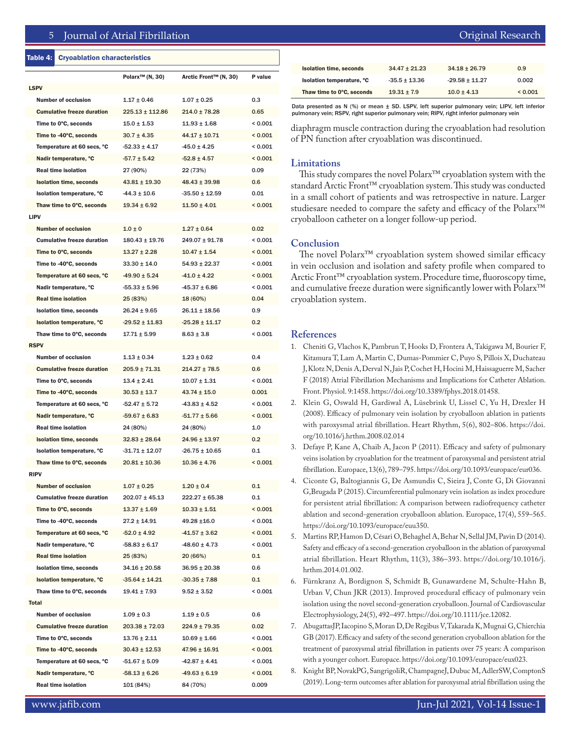**Table 4: Cryoablation characteristics**

| | Polarx™ (N, 30) | Arctic Front™ (N, 30) | P value |
|---|---|---|---|
| **LSPV** | | | |
| Number of occlusion | 1.17 ± 0.46 | 1.07 ± 0.25 | 0.3 |
| Cumulative freeze duration | 225.13 ± 112.86 | 214.0 ± 78.28 | 0.65 |
| Time to 0°C, seconds | 15.0 ± 1.53 | 11.93 ± 1.68 | < 0.001 |
| Time to -40°C, seconds | 30.7 ± 4.35 | 44.17 ± 10.71 | < 0.001 |
| Temperature at 60 secs, °C | -52.33 ± 4.17 | -45.0 ± 4.25 | < 0.001 |
| Nadir temperature, °C | -57.7 ± 5.42 | -52.8 ± 4.57 | < 0.001 |
| Real time isolation | 27 (90%) | 22 (73%) | 0.09 |
| Isolation time, seconds | 43.81 ± 19.30 | 48.43 ± 39.98 | 0.6 |
| Isolation temperature, °C | -44.3 ± 10.6 | -35.50 ± 12.59 | 0.01 |
| Thaw time to 0°C, seconds | 19.34 ± 6.92 | 11.50 ± 4.01 | < 0.001 |
| **LIPV** | | | |
| Number of occlusion | 1.0 ± 0 | 1.27 ± 0.64 | 0.02 |
| Cumulative freeze duration | 180.43 ± 19.76 | 249.07 ± 91.78 | < 0.001 |
| Time to 0°C, seconds | 13.27 ± 2.28 | 10.47 ± 1.54 | < 0.001 |
| Time to -40°C, seconds | 33.30 ± 14.0 | 54.93 ± 22.37 | < 0.001 |
| Temperature at 60 secs, °C | -49.90 ± 5.24 | -41.0 ± 4.22 | < 0.001 |
| Nadir temperature, °C | -55.33 ± 5.96 | -45.37 ± 6.86 | < 0.001 |
| Real time isolation | 25 (83%) | 18 (60%) | 0.04 |
| Isolation time, seconds | 26.24 ± 9.65 | 26.11 ± 18.56 | 0.9 |
| Isolation temperature, °C | -29.52 ± 11.83 | -25.28 ± 11.17 | 0.2 |
| Thaw time to 0°C, seconds | 17.71 ± 5.99 | 8.63 ± 3.8 | < 0.001 |
| **RSPV** | | | |
| Number of occlusion | 1.13 ± 0.34 | 1.23 ± 0.62 | 0.4 |
| Cumulative freeze duration | 205.9 ± 71.31 | 214.27 ± 78.5 | 0.6 |
| Time to 0°C, seconds | 13.4 ± 2.41 | 10.07 ± 1.31 | < 0.001 |
| Time to -40°C, seconds | 30.53 ± 13.7 | 43.74 ± 15.0 | 0.001 |
| Temperature at 60 secs, °C | -52.47 ± 5.72 | -43.83 ± 4.52 | < 0.001 |
| Nadir temperature, °C | -59.67 ± 6.83 | -51.77 ± 5.66 | < 0.001 |
| Real time isolation | 24 (80%) | 24 (80%) | 1.0 |
| Isolation time, seconds | 32.83 ± 28.64 | 24.96 ± 13.97 | 0.2 |
| Isolation temperature, °C | -31.71 ± 12.07 | -26.75 ± 10.65 | 0.1 |
| Thaw time to 0°C, seconds | 20.81 ± 10.36 | 10.36 ± 4.76 | < 0.001 |
| **RIPV** | | | |
| Number of occlusion | 1.07 ± 0.25 | 1.20 ± 0.4 | 0.1 |
| Cumulative freeze duration | 202.07 ± 45.13 | 222.27 ± 65.38 | 0.1 |
| Time to 0°C, seconds | 13.37 ± 1.69 | 10.33 ± 1.51 | < 0.001 |
| Time to -40°C, seconds | 27.2 ± 14.91 | 49.28 ±16.0 | < 0.001 |
| Temperature at 60 secs, °C | -52.0 ± 4.92 | -41.57 ± 3.62 | < 0.001 |
| Nadir temperature, °C | -58.83 ± 6.17 | -48.60 ± 4.73 | < 0.001 |
| Real time isolation | 25 (83%) | 20 (66%) | 0.1 |
| Isolation time, seconds | 34.16 ± 20.58 | 36.95 ± 20.38 | 0.6 |
| Isolation temperature, °C | -35.64 ± 14.21 | -30.35 ± 7.88 | 0.1 |
| Thaw time to 0°C, seconds | 19.41 ± 7.93 | 9.52 ± 3.52 | < 0.001 |
| **Total** | | | |
| Number of occlusion | 1.09 ± 0.3 | 1.19 ± 0.5 | 0.6 |
| Cumulative freeze duration | 203.38 ± 72.03 | 224.9 ± 79.35 | 0.02 |
| Time to 0°C, seconds | 13.76 ± 2.11 | 10.69 ± 1.66 | < 0.001 |
| Time to -40°C, seconds | 30.43 ± 12.53 | 47.96 ± 16.91 | < 0.001 |
| Temperature at 60 secs, °C | -51.67 ± 5.09 | -42.87 ± 4.41 | < 0.001 |
| Nadir temperature, °C | -58.13 ± 6.26 | -49.63 ± 6.19 | < 0.001 |
| Real time isolation | 101 (84%) | 84 (70%) | 0.009 |
| Isolation time, seconds | 34.47 ± 21.23 | 34.18 ± 26.79 | 0.9 |
| Isolation temperature, °C | -35.5 ± 13.36 | -29.58 ± 11.27 | 0.002 |
| Thaw time to 0°C, seconds | 19.31 ± 7.9 | 10.0 ± 4.13 | < 0.001 |

Data presented as N (%) or mean ± SD. LSPV, left superior pulmonary vein; LIPV, left inferior pulmonary vein; RSPV, right superior pulmonary vein; RIPV, right inferior pulmonary vein

diaphragm muscle contraction during the cryoablation had resolution of PN function after cryoablation was discontinued.

## Limitations

This study compares the novel Polarx™ cryoablation system with the standard Arctic Front™ cryoablation system. This study was conducted in a small cohort of patients and was retrospective in nature. Larger studiesare needed to compare the safety and efficacy of the Polarx™ cryoballoon catheter on a longer follow-up period.

## Conclusion

The novel Polarx™ cryoablation system showed similar efficacy in vein occlusion and isolation and safety profile when compared to Arctic Front™ cryoablation system. Procedure time, fluoroscopy time, and cumulative freeze duration were significantly lower with Polarx™ cryoablation system.

## References

1. Cheniti G, Vlachos K, Pambrun T, Hooks D, Frontera A, Takigawa M, Bourier F, Kitamura T, Lam A, Martin C, Dumas-Pommier C, Puyo S, Pillois X, Duchateau J, Klotz N, Denis A, Derval N, Jais P, Cochet H, Hocini M, Haissaguerre M, Sacher F (2018) Atrial Fibrillation Mechanisms and Implications for Catheter Ablation. Front. Physiol. 9:1458. https://doi.org/10.3389/fphys.2018.01458.
2. Klein G, Oswald H, Gardiwal A, Lüsebrink U, Lissel C, Yu H, Drexler H (2008). Efficacy of pulmonary vein isolation by cryoballoon ablation in patients with paroxysmal atrial fibrillation. Heart Rhythm, 5(6), 802–806. https://doi.org/10.1016/j.hrthm.2008.02.014
3. Defaye P, Kane A, Chaib A, Jacon P (2011). Efficacy and safety of pulmonary veins isolation by cryoablation for the treatment of paroxysmal and persistent atrial fibrillation. Europace, 13(6), 789–795. https://doi.org/10.1093/europace/eur036.
4. Ciconte G, Baltogiannis G, De Asmundis C, Sieira J, Conte G, Di Giovanni G,Brugada P (2015). Circumferential pulmonary vein isolation as index procedure for persistent atrial fibrillation: A comparison between radiofrequency catheter ablation and second-generation cryoballoon ablation. Europace, 17(4), 559–565. https://doi.org/10.1093/europace/euu350.
5. Martins RP, Hamon D, Césari O, Behaghel A, Behar N, Sellal JM, Pavin D (2014). Safety and efficacy of a second-generation cryoballoon in the ablation of paroxysmal atrial fibrillation. Heart Rhythm, 11(3), 386–393. https://doi.org/10.1016/j.hrthm.2014.01.002.
6. Fürnkranz A, Bordignon S, Schmidt B, Gunawardene M, Schulte-Hahn B, Urban V, Chun JKR (2013). Improved procedural efficacy of pulmonary vein isolation using the novel second-generation cryoballoon. Journal of Cardiovascular Electrophysiology, 24(5), 492–497. https://doi.org/10.1111/jce.12082.
7. AbugattasJP, Iacopino S, Moran D, De Regibus V, Takarada K, Mugnai G, Chierchia GB (2017). Efficacy and safety of the second generation cryoballoon ablation for the treatment of paroxysmal atrial fibrillation in patients over 75 years: A comparison with a younger cohort. Europace. https://doi.org/10.1093/europace/eux023.
8. Knight BP, NovakPG, SangrigoliR, ChampagneJ, Dubuc M, AdlerSW, ComptonS (2019). Long-term outcomes after ablation for paroxysmal atrial fibrillation using the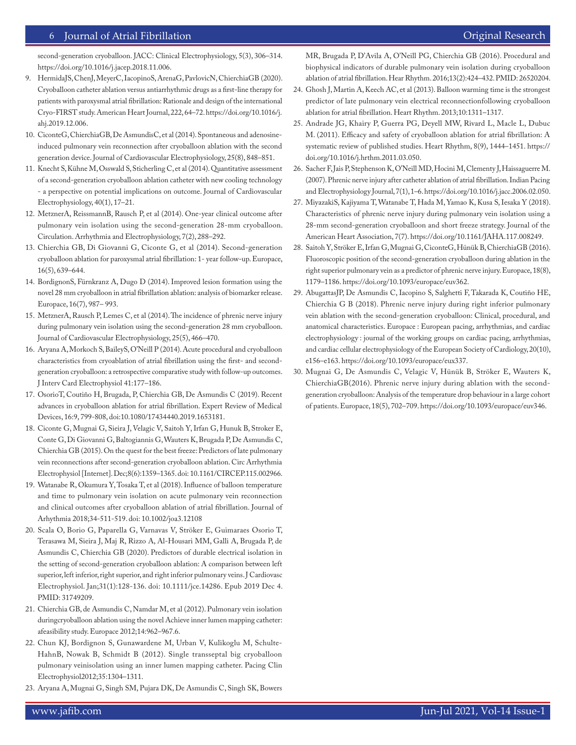second-generation cryoballoon. JACC: Clinical Electrophysiology, 5(3), 306–314. https://doi.org/10.1016/j.jacep.2018.11.006.

9. HermidaJS, ChenJ, MeyerC, IacopinoS, ArenaG, PavlovicN, ChierchiaGB (2020). Cryoballoon catheter ablation versus antiarrhythmic drugs as a first-line therapy for patients with paroxysmal atrial fibrillation: Rationale and design of the international Cryo-FIRST study. American Heart Journal, 222, 64–72. https://doi.org/10.1016/j.ahj.2019.12.006.
10. CiconteG, ChierchiaGB, De AsmundisC, et al (2014). Spontaneous and adenosine-induced pulmonary vein reconnection after cryoballoon ablation with the second generation device. Journal of Cardiovascular Electrophysiology, 25(8), 848–851.
11. Knecht S, Kühne M, Osswald S, Sticherling C, et al (2014). Quantitative assessment of a second-generation cryoballoon ablation catheter with new cooling technology - a perspective on potential implications on outcome. Journal of Cardiovascular Electrophysiology, 40(1), 17–21.
12. MetznerA, ReissmannB, Rausch P, et al (2014). One-year clinical outcome after pulmonary vein isolation using the second-generation 28-mm cryoballoon. Circulation. Arrhythmia and Electrophysiology, 7(2), 288–292.
13. Chierchia GB, Di Giovanni G, Ciconte G, et al (2014). Second-generation cryoballoon ablation for paroxysmal atrial fibrillation: 1- year follow-up. Europace, 16(5), 639–644.
14. BordignonS, Fürnkranz A, Dugo D (2014). Improved lesion formation using the novel 28 mm cryoballoon in atrial fibrillation ablation: analysis of biomarker release. Europace, 16(7), 987– 993.
15. MetznerA, Rausch P, Lemes C, et al (2014). The incidence of phrenic nerve injury during pulmonary vein isolation using the second-generation 28 mm cryoballoon. Journal of Cardiovascular Electrophysiology, 25(5), 466–470.
16. Aryana A, Morkoch S, BaileyS, O'Neill P (2014). Acute procedural and cryoballoon characteristics from cryoablation of atrial fibrillation using the first- and second-generation cryoballoon: a retrospective comparative study with follow-up outcomes. J Interv Card Electrophysiol 41:177–186.
17. OsorioT, Coutiño H, Brugada, P, Chierchia GB, De Asmundis C (2019). Recent advances in cryoballoon ablation for atrial fibrillation. Expert Review of Medical Devices, 16:9, 799-808, doi:10.1080/17434440.2019.1653181.
18. Ciconte G, Mugnai G, Sieira J, Velagic V, Saitoh Y, Irfan G, Hunuk B, Stroker E, Conte G, Di Giovanni G, Baltogiannis G, Wauters K, Brugada P, De Asmundis C, Chierchia GB (2015). On the quest for the best freeze: Predictors of late pulmonary vein reconnections after second-generation cryoballoon ablation. Circ Arrhythmia Electrophysiol [Internet]. Dec;8(6):1359–1365. doi: 10.1161/CIRCEP.115.002966.
19. Watanabe R, Okumura Y, Tosaka T, et al (2018). Influence of balloon temperature and time to pulmonary vein isolation on acute pulmonary vein reconnection and clinical outcomes after cryoballoon ablation of atrial fibrillation. Journal of Arhythmia 2018;34-511-519. doi: 10.1002/joa3.12108
20. Scala O, Borio G, Paparella G, Varnavas V, Ströker E, Guimaraes Osorio T, Terasawa M, Sieira J, Maj R, Rizzo A, Al-Housari MM, Galli A, Brugada P, de Asmundis C, Chierchia GB (2020). Predictors of durable electrical isolation in the setting of second-generation cryoballoon ablation: A comparison between left superior, left inferior, right superior, and right inferior pulmonary veins. J Cardiovasc Electrophysiol. Jan;31(1):128-136. doi: 10.1111/jce.14286. Epub 2019 Dec 4. PMID: 31749209.
21. Chierchia GB, de Asmundis C, Namdar M, et al (2012). Pulmonary vein isolation duringcryoballoon ablation using the novel Achieve inner lumen mapping catheter: afeasibility study. Europace 2012;14:962–967.6.
22. Chun KJ, Bordignon S, Gunawardene M, Urban V, Kulikoglu M, Schulte-HahnB, Nowak B, Schmidt B (2012). Single transseptal big cryoballoon pulmonary veinisolation using an inner lumen mapping catheter. Pacing Clin Electrophysiol2012;35:1304–1311.
23. Aryana A, Mugnai G, Singh SM, Pujara DK, De Asmundis C, Singh SK, Bowers MR, Brugada P, D'Avila A, O'Neill PG, Chierchia GB (2016). Procedural and biophysical indicators of durable pulmonary vein isolation during cryoballoon ablation of atrial fibrillation. Hear Rhythm. 2016;13(2):424–432. PMID: 26520204.
24. Ghosh J, Martin A, Keech AC, et al (2013). Balloon warming time is the strongest predictor of late pulmonary vein electrical reconnectionfollowing cryoballoon ablation for atrial fibrillation. Heart Rhythm. 2013;10:1311–1317.
25. Andrade JG, Khairy P, Guerra PG, Deyell MW, Rivard L, Macle L, Dubuc M. (2011). Efficacy and safety of cryoballoon ablation for atrial fibrillation: A systematic review of published studies. Heart Rhythm, 8(9), 1444–1451. https://doi.org/10.1016/j.hrthm.2011.03.050.
26. Sacher F, Jais P, Stephenson K, O'Neill MD, Hocini M, Clementy J, Haissaguerre M. (2007). Phrenic nerve injury after catheter ablation of atrial fibrillation. Indian Pacing and Electrophysiology Journal, 7(1), 1–6. https://doi.org/10.1016/j.jacc.2006.02.050.
27. MiyazakiS, Kajiyama T, Watanabe T, Hada M, Yamao K, Kusa S, Iesaka Y (2018). Characteristics of phrenic nerve injury during pulmonary vein isolation using a 28-mm second-generation cryoballoon and short freeze strategy. Journal of the American Heart Association, 7(7). https://doi.org/10.1161/JAHA.117.008249.
28. Saitoh Y, Ströker E, Irfan G, Mugnai G, CiconteG, Hünük B, ChierchiaGB (2016). Fluoroscopic position of the second-generation cryoballoon during ablation in the right superior pulmonary vein as a predictor of phrenic nerve injury. Europace, 18(8), 1179–1186. https://doi.org/10.1093/europace/euv362.
29. AbugattasJP, De Asmundis C, Iacopino S, Salghetti F, Takarada K, Coutiño HE, Chierchia G B (2018). Phrenic nerve injury during right inferior pulmonary vein ablation with the second-generation cryoballoon: Clinical, procedural, and anatomical characteristics. Europace : European pacing, arrhythmias, and cardiac electrophysiology : journal of the working groups on cardiac pacing, arrhythmias, and cardiac cellular electrophysiology of the European Society of Cardiology, 20(10), e156–e163. https://doi.org/10.1093/europace/eux337.
30. Mugnai G, De Asmundis C, Velagic V, Hünük B, Ströker E, Wauters K, ChierchiaGB(2016). Phrenic nerve injury during ablation with the second-generation cryoballoon: Analysis of the temperature drop behaviour in a large cohort of patients. Europace, 18(5), 702–709. https://doi.org/10.1093/europace/euv346.